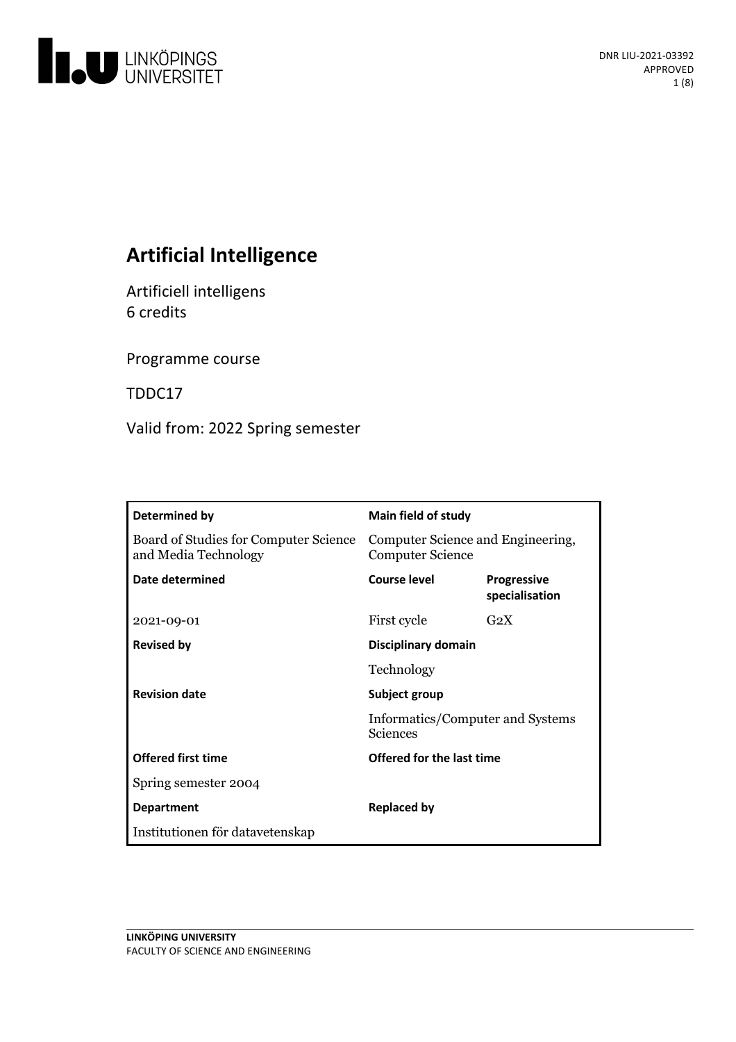DNR LIU-2021-03392
APPROVED

# Artificial Intelligence

Artificiell intelligens
6 credits

Programme course

TDDC17

Valid from: 2022 Spring semester

| **Determined by** | **Main field of study** | |
|---|---|---|
| Board of Studies for Computer Science and Media Technology | Computer Science and Engineering, Computer Science | |
| **Date determined** | **Course level** | **Progressive specialisation** |
| 2021-09-01 | First cycle | G2X |
| **Revised by** | **Disciplinary domain** | |
| | Technology | |
| **Revision date** | **Subject group** | |
| | Informatics/Computer and Systems Sciences | |
| **Offered first time** | **Offered for the last time** | |
| Spring semester 2004 | | |
| **Department** | **Replaced by** | |
| Institutionen för datavetenskap | | |

**LINKÖPING UNIVERSITY**
FACULTY OF SCIENCE AND ENGINEERING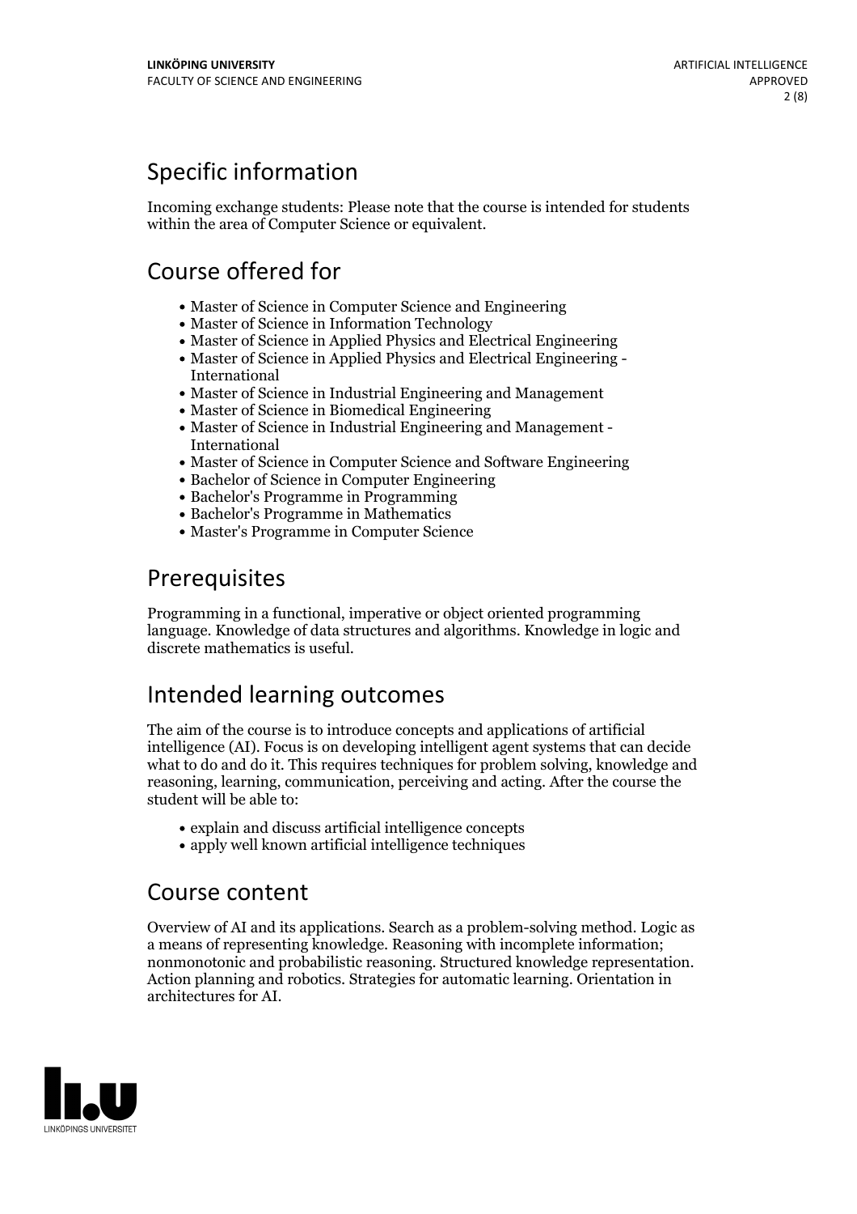## Specific information

Incoming exchange students: Please note that the course is intended for students within the area of Computer Science or equivalent.

## Course offered for

- Master of Science in Computer Science and Engineering
- Master of Science in Information Technology
- Master of Science in Applied Physics and Electrical Engineering
- Master of Science in Applied Physics and Electrical Engineering - International
- Master of Science in Industrial Engineering and Management
- Master of Science in Biomedical Engineering
- Master of Science in Industrial Engineering and Management - International
- Master of Science in Computer Science and Software Engineering
- Bachelor of Science in Computer Engineering
- Bachelor's Programme in Programming
- Bachelor's Programme in Mathematics
- Master's Programme in Computer Science

## Prerequisites

Programming in a functional, imperative or object oriented programming language. Knowledge of data structures and algorithms. Knowledge in logic and discrete mathematics is useful.

## Intended learning outcomes

The aim of the course is to introduce concepts and applications of artificial intelligence (AI). Focus is on developing intelligent agent systems that can decide what to do and do it. This requires techniques for problem solving, knowledge and reasoning, learning, communication, perceiving and acting. After the course the student will be able to:

- explain and discuss artificial intelligence concepts
- apply well known artificial intelligence techniques

## Course content

Overview of AI and its applications. Search as a problem-solving method. Logic as a means of representing knowledge. Reasoning with incomplete information; nonmonotonic and probabilistic reasoning. Structured knowledge representation. Action planning and robotics. Strategies for automatic learning. Orientation in architectures for AI.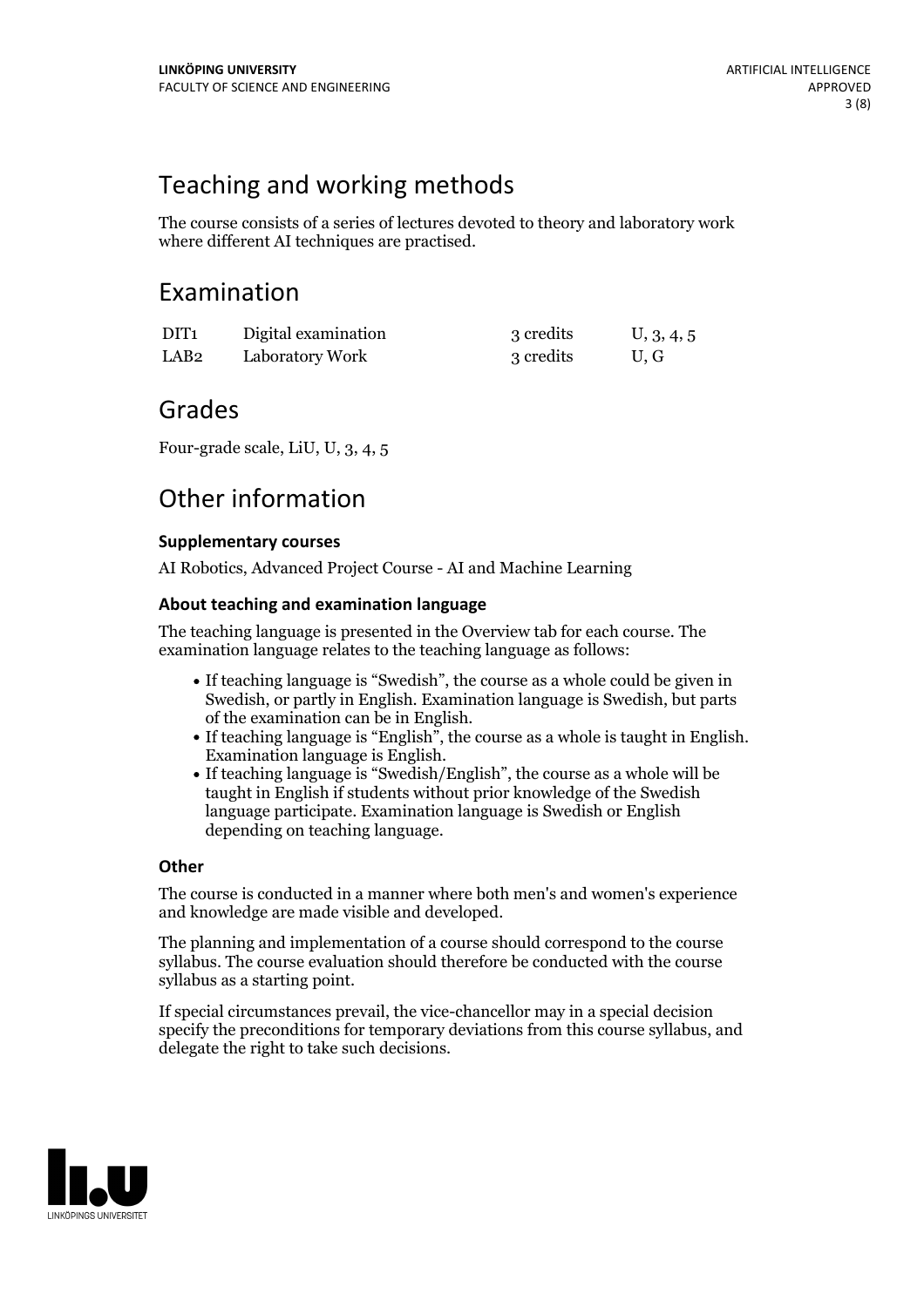## Teaching and working methods

The course consists of a series of lectures devoted to theory and laboratory work where different AI techniques are practised.

## Examination

| | | | |
|---|---|---|---|
| DIT1 | Digital examination | 3 credits | U, 3, 4, 5 |
| LAB2 | Laboratory Work | 3 credits | U, G |

## Grades

Four-grade scale, LiU, U, 3, 4, 5

## Other information

### Supplementary courses

AI Robotics, Advanced Project Course - AI and Machine Learning

### About teaching and examination language

The teaching language is presented in the Overview tab for each course. The examination language relates to the teaching language as follows:

- If teaching language is "Swedish", the course as a whole could be given in Swedish, or partly in English. Examination language is Swedish, but parts of the examination can be in English.
- If teaching language is "English", the course as a whole is taught in English. Examination language is English.
- If teaching language is "Swedish/English", the course as a whole will be taught in English if students without prior knowledge of the Swedish language participate. Examination language is Swedish or English depending on teaching language.

### Other

The course is conducted in a manner where both men's and women's experience and knowledge are made visible and developed.

The planning and implementation of a course should correspond to the course syllabus. The course evaluation should therefore be conducted with the course syllabus as a starting point.

If special circumstances prevail, the vice-chancellor may in a special decision specify the preconditions for temporary deviations from this course syllabus, and delegate the right to take such decisions.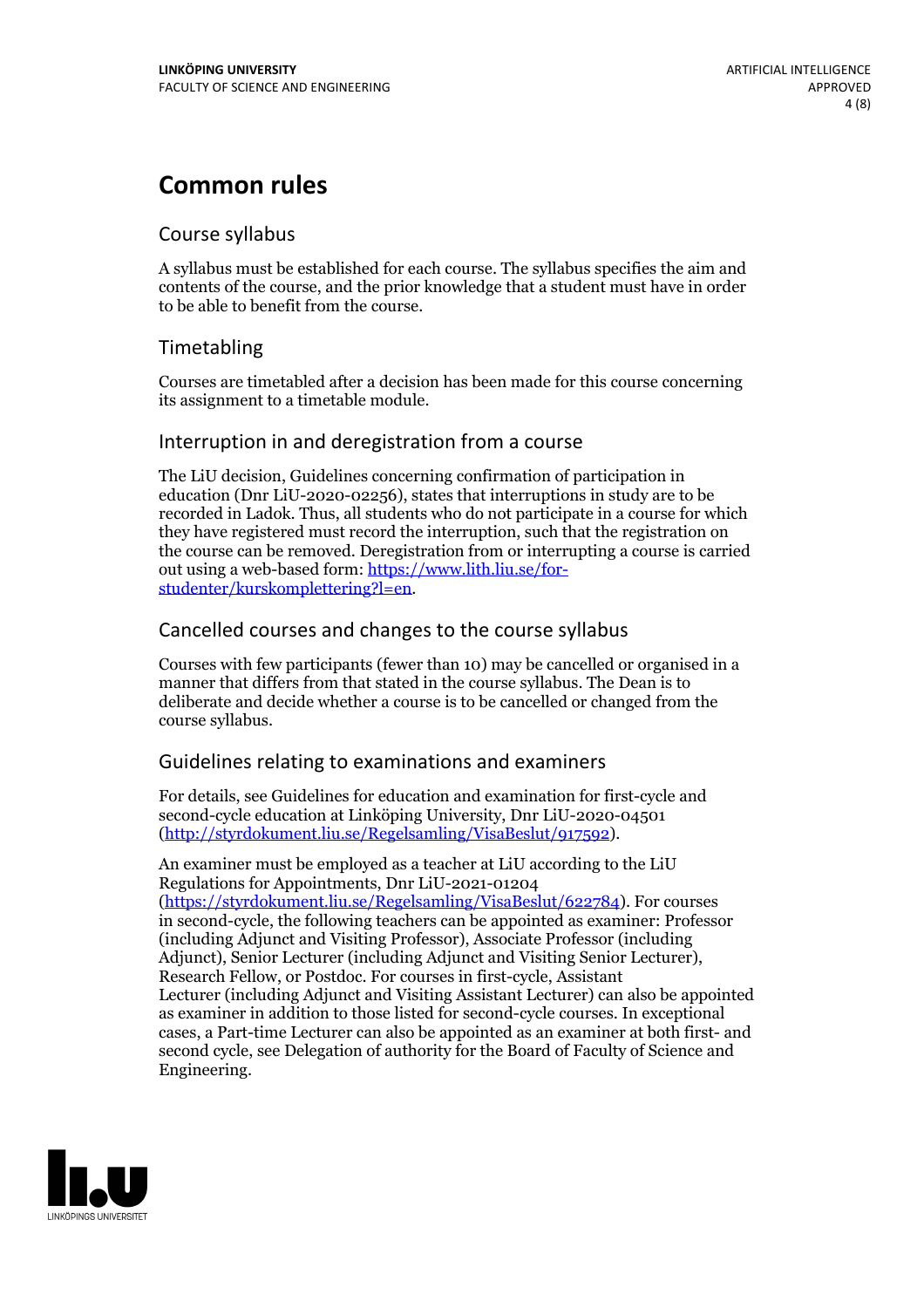# Common rules

## Course syllabus

A syllabus must be established for each course. The syllabus specifies the aim and contents of the course, and the prior knowledge that a student must have in order to be able to benefit from the course.

## Timetabling

Courses are timetabled after a decision has been made for this course concerning its assignment to a timetable module.

## Interruption in and deregistration from a course

The LiU decision, Guidelines concerning confirmation of participation in education (Dnr LiU-2020-02256), states that interruptions in study are to be recorded in Ladok. Thus, all students who do not participate in a course for which they have registered must record the interruption, such that the registration on the course can be removed. Deregistration from or interrupting a course is carried out using a web-based form: [https://www.lith.liu.se/for-studenter/kurskomplettering?l=en](https://www.lith.liu.se/for-studenter/kurskomplettering?l=en).

## Cancelled courses and changes to the course syllabus

Courses with few participants (fewer than 10) may be cancelled or organised in a manner that differs from that stated in the course syllabus. The Dean is to deliberate and decide whether a course is to be cancelled or changed from the course syllabus.

## Guidelines relating to examinations and examiners

For details, see Guidelines for education and examination for first-cycle and second-cycle education at Linköping University, Dnr LiU-2020-04501 ([http://styrdokument.liu.se/Regelsamling/VisaBeslut/917592](http://styrdokument.liu.se/Regelsamling/VisaBeslut/917592)).

An examiner must be employed as a teacher at LiU according to the LiU Regulations for Appointments, Dnr LiU-2021-01204 ([https://styrdokument.liu.se/Regelsamling/VisaBeslut/622784](https://styrdokument.liu.se/Regelsamling/VisaBeslut/622784)). For courses in second-cycle, the following teachers can be appointed as examiner: Professor (including Adjunct and Visiting Professor), Associate Professor (including Adjunct), Senior Lecturer (including Adjunct and Visiting Senior Lecturer), Research Fellow, or Postdoc. For courses in first-cycle, Assistant Lecturer (including Adjunct and Visiting Assistant Lecturer) can also be appointed as examiner in addition to those listed for second-cycle courses. In exceptional cases, a Part-time Lecturer can also be appointed as an examiner at both first- and second cycle, see Delegation of authority for the Board of Faculty of Science and Engineering.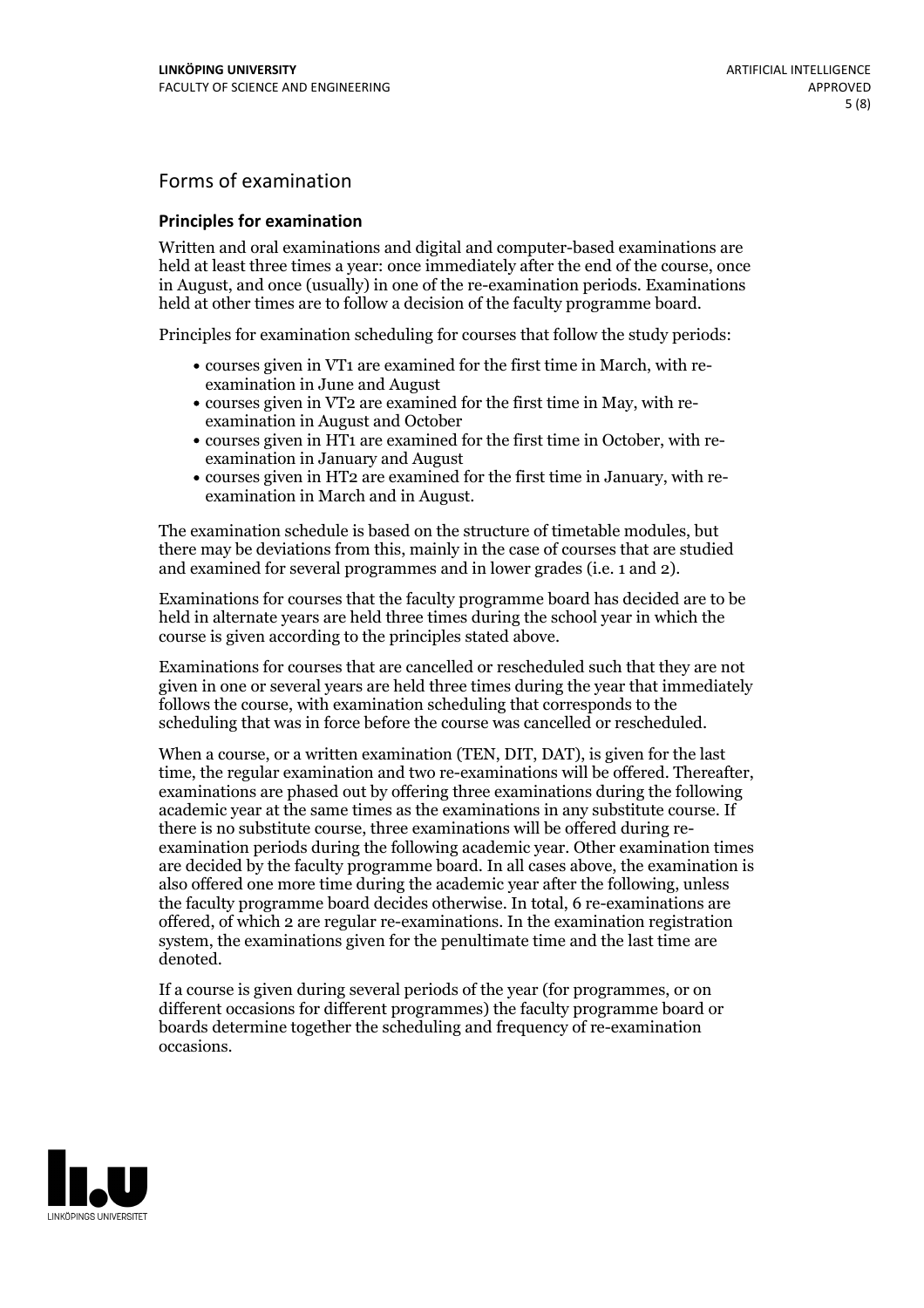## Forms of examination

### Principles for examination

Written and oral examinations and digital and computer-based examinations are held at least three times a year: once immediately after the end of the course, once in August, and once (usually) in one of the re-examination periods. Examinations held at other times are to follow a decision of the faculty programme board.

Principles for examination scheduling for courses that follow the study periods:

- courses given in VT1 are examined for the first time in March, with re-examination in June and August
- courses given in VT2 are examined for the first time in May, with re-examination in August and October
- courses given in HT1 are examined for the first time in October, with re-examination in January and August
- courses given in HT2 are examined for the first time in January, with re-examination in March and in August.

The examination schedule is based on the structure of timetable modules, but there may be deviations from this, mainly in the case of courses that are studied and examined for several programmes and in lower grades (i.e. 1 and 2).

Examinations for courses that the faculty programme board has decided are to be held in alternate years are held three times during the school year in which the course is given according to the principles stated above.

Examinations for courses that are cancelled or rescheduled such that they are not given in one or several years are held three times during the year that immediately follows the course, with examination scheduling that corresponds to the scheduling that was in force before the course was cancelled or rescheduled.

When a course, or a written examination (TEN, DIT, DAT), is given for the last time, the regular examination and two re-examinations will be offered. Thereafter, examinations are phased out by offering three examinations during the following academic year at the same times as the examinations in any substitute course. If there is no substitute course, three examinations will be offered during re-examination periods during the following academic year. Other examination times are decided by the faculty programme board. In all cases above, the examination is also offered one more time during the academic year after the following, unless the faculty programme board decides otherwise. In total, 6 re-examinations are offered, of which 2 are regular re-examinations. In the examination registration system, the examinations given for the penultimate time and the last time are denoted.

If a course is given during several periods of the year (for programmes, or on different occasions for different programmes) the faculty programme board or boards determine together the scheduling and frequency of re-examination occasions.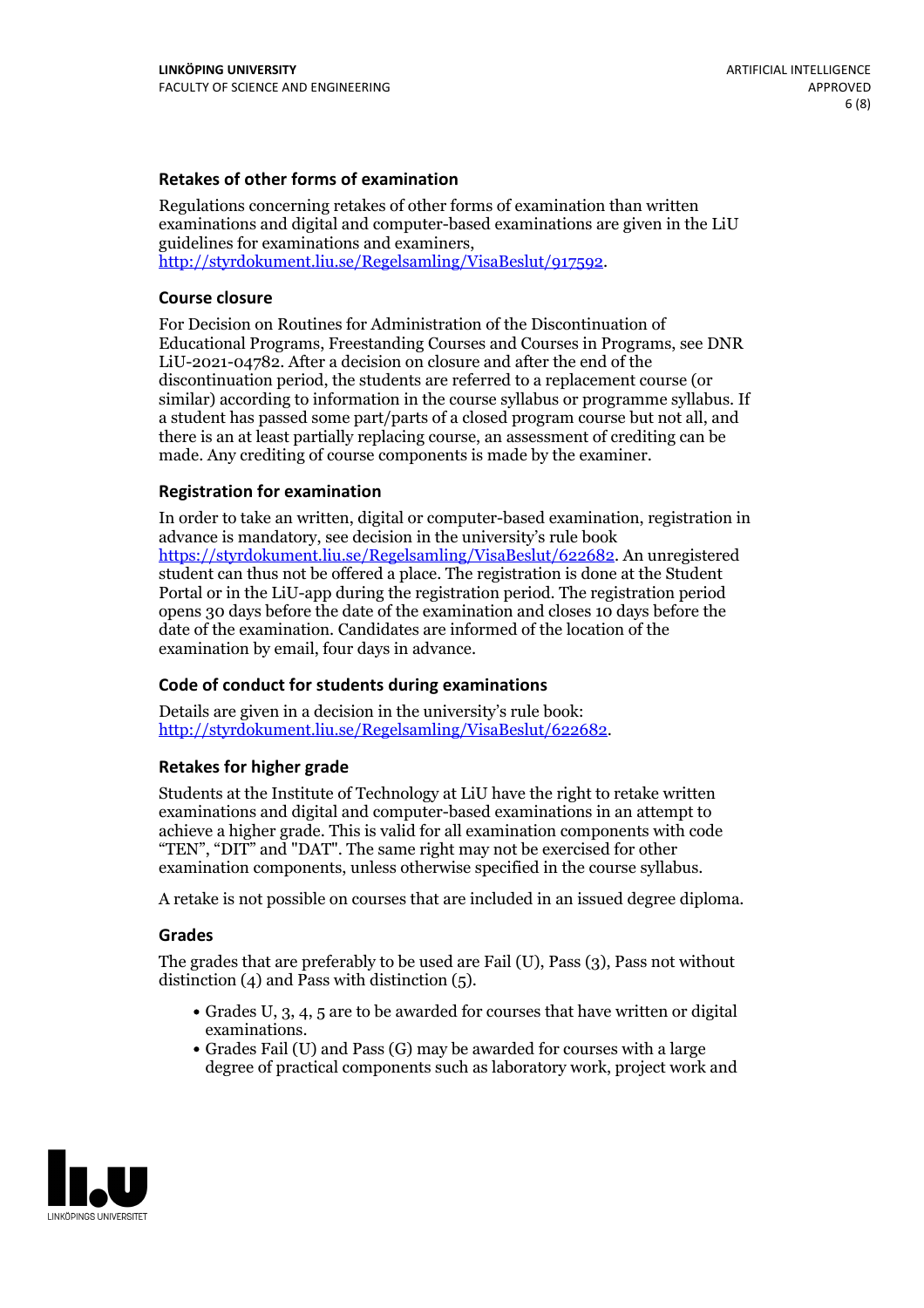### Retakes of other forms of examination

Regulations concerning retakes of other forms of examination than written examinations and digital and computer-based examinations are given in the LiU guidelines for examinations and examiners, http://styrdokument.liu.se/Regelsamling/VisaBeslut/917592.

### Course closure

For Decision on Routines for Administration of the Discontinuation of Educational Programs, Freestanding Courses and Courses in Programs, see DNR LiU-2021-04782. After a decision on closure and after the end of the discontinuation period, the students are referred to a replacement course (or similar) according to information in the course syllabus or programme syllabus. If a student has passed some part/parts of a closed program course but not all, and there is an at least partially replacing course, an assessment of crediting can be made. Any crediting of course components is made by the examiner.

### Registration for examination

In order to take an written, digital or computer-based examination, registration in advance is mandatory, see decision in the university's rule book https://styrdokument.liu.se/Regelsamling/VisaBeslut/622682. An unregistered student can thus not be offered a place. The registration is done at the Student Portal or in the LiU-app during the registration period. The registration period opens 30 days before the date of the examination and closes 10 days before the date of the examination. Candidates are informed of the location of the examination by email, four days in advance.

### Code of conduct for students during examinations

Details are given in a decision in the university's rule book: http://styrdokument.liu.se/Regelsamling/VisaBeslut/622682.

### Retakes for higher grade

Students at the Institute of Technology at LiU have the right to retake written examinations and digital and computer-based examinations in an attempt to achieve a higher grade. This is valid for all examination components with code "TEN", "DIT" and "DAT". The same right may not be exercised for other examination components, unless otherwise specified in the course syllabus.

A retake is not possible on courses that are included in an issued degree diploma.

### Grades

The grades that are preferably to be used are Fail (U), Pass (3), Pass not without distinction (4) and Pass with distinction (5).

- Grades U, 3, 4, 5 are to be awarded for courses that have written or digital examinations.
- Grades Fail (U) and Pass (G) may be awarded for courses with a large degree of practical components such as laboratory work, project work and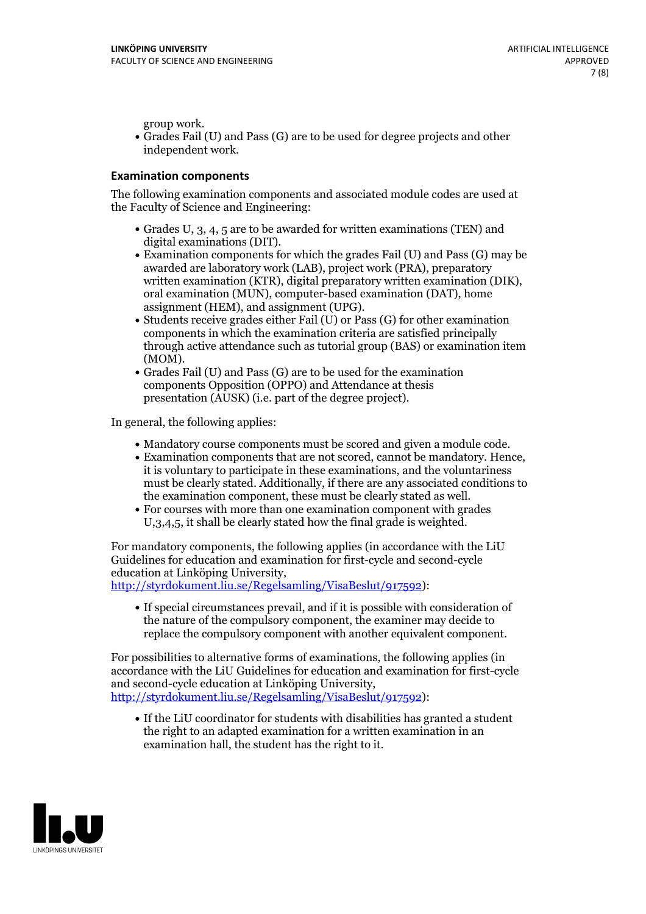group work.

- Grades Fail (U) and Pass (G) are to be used for degree projects and other independent work.

### Examination components

The following examination components and associated module codes are used at the Faculty of Science and Engineering:

- Grades U, 3, 4, 5 are to be awarded for written examinations (TEN) and digital examinations (DIT).
- Examination components for which the grades Fail (U) and Pass (G) may be awarded are laboratory work (LAB), project work (PRA), preparatory written examination (KTR), digital preparatory written examination (DIK), oral examination (MUN), computer-based examination (DAT), home assignment (HEM), and assignment (UPG).
- Students receive grades either Fail (U) or Pass (G) for other examination components in which the examination criteria are satisfied principally through active attendance such as tutorial group (BAS) or examination item (MOM).
- Grades Fail (U) and Pass (G) are to be used for the examination components Opposition (OPPO) and Attendance at thesis presentation (AUSK) (i.e. part of the degree project).

In general, the following applies:

- Mandatory course components must be scored and given a module code.
- Examination components that are not scored, cannot be mandatory. Hence, it is voluntary to participate in these examinations, and the voluntariness must be clearly stated. Additionally, if there are any associated conditions to the examination component, these must be clearly stated as well.
- For courses with more than one examination component with grades U,3,4,5, it shall be clearly stated how the final grade is weighted.

For mandatory components, the following applies (in accordance with the LiU Guidelines for education and examination for first-cycle and second-cycle education at Linköping University, http://styrdokument.liu.se/Regelsamling/VisaBeslut/917592):

- If special circumstances prevail, and if it is possible with consideration of the nature of the compulsory component, the examiner may decide to replace the compulsory component with another equivalent component.

For possibilities to alternative forms of examinations, the following applies (in accordance with the LiU Guidelines for education and examination for first-cycle and second-cycle education at Linköping University, http://styrdokument.liu.se/Regelsamling/VisaBeslut/917592):

- If the LiU coordinator for students with disabilities has granted a student the right to an adapted examination for a written examination in an examination hall, the student has the right to it.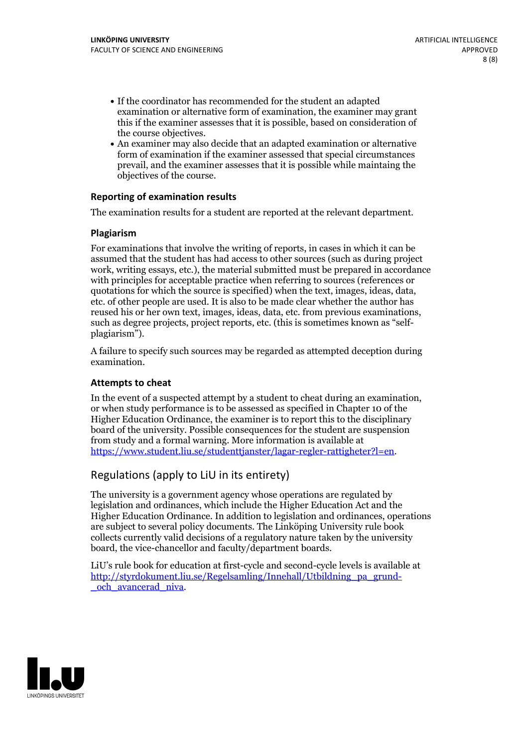- If the coordinator has recommended for the student an adapted examination or alternative form of examination, the examiner may grant this if the examiner assesses that it is possible, based on consideration of the course objectives.
- An examiner may also decide that an adapted examination or alternative form of examination if the examiner assessed that special circumstances prevail, and the examiner assesses that it is possible while maintaing the objectives of the course.

### Reporting of examination results

The examination results for a student are reported at the relevant department.

### Plagiarism

For examinations that involve the writing of reports, in cases in which it can be assumed that the student has had access to other sources (such as during project work, writing essays, etc.), the material submitted must be prepared in accordance with principles for acceptable practice when referring to sources (references or quotations for which the source is specified) when the text, images, ideas, data, etc. of other people are used. It is also to be made clear whether the author has reused his or her own text, images, ideas, data, etc. from previous examinations, such as degree projects, project reports, etc. (this is sometimes known as "self-plagiarism").

A failure to specify such sources may be regarded as attempted deception during examination.

### Attempts to cheat

In the event of a suspected attempt by a student to cheat during an examination, or when study performance is to be assessed as specified in Chapter 10 of the Higher Education Ordinance, the examiner is to report this to the disciplinary board of the university. Possible consequences for the student are suspension from study and a formal warning. More information is available at https://www.student.liu.se/studenttjanster/lagar-regler-rattigheter?l=en.

## Regulations (apply to LiU in its entirety)

The university is a government agency whose operations are regulated by legislation and ordinances, which include the Higher Education Act and the Higher Education Ordinance. In addition to legislation and ordinances, operations are subject to several policy documents. The Linköping University rule book collects currently valid decisions of a regulatory nature taken by the university board, the vice-chancellor and faculty/department boards.

LiU's rule book for education at first-cycle and second-cycle levels is available at http://styrdokument.liu.se/Regelsamling/Innehall/Utbildning_pa_grund-_och_avancerad_niva.